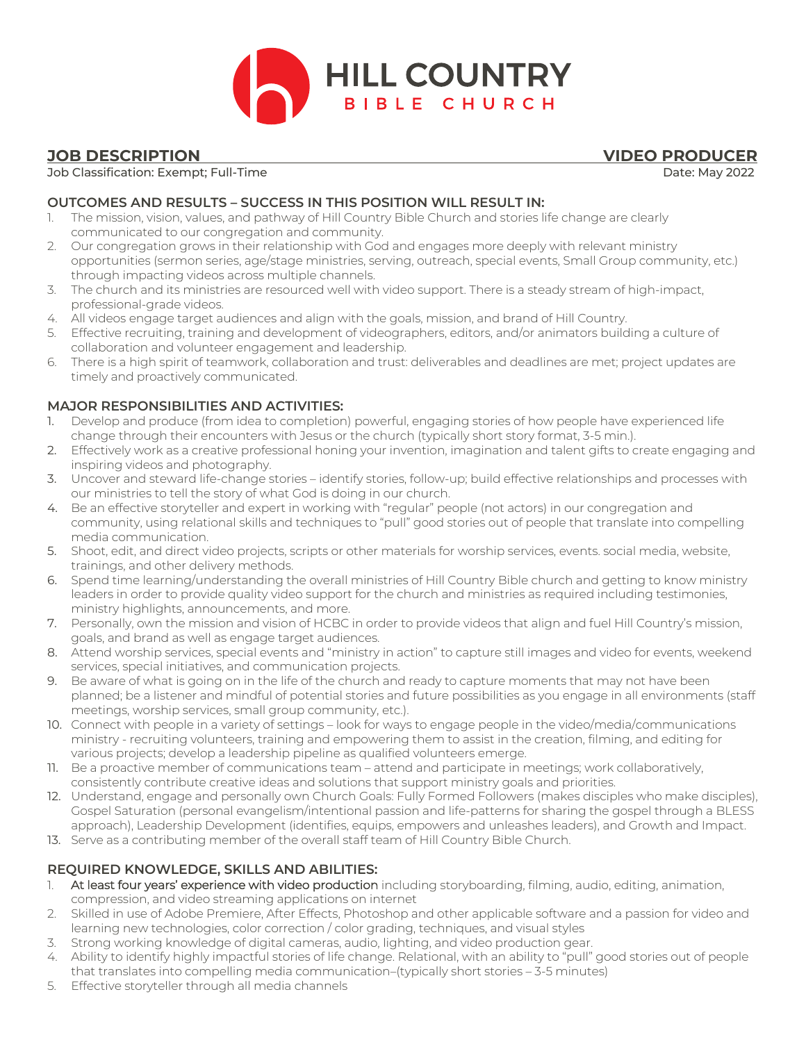# HILL COUNTRY BIBLE CHURCH

## JOB DESCRIPTION — VIDEO PRODUCER

Job Classification: Exempt; Full-Time

Date: May 2022

### OUTCOMES AND RESULTS – SUCCESS IN THIS POSITION WILL RESULT IN:

1. The mission, vision, values, and pathway of Hill Country Bible Church and stories life change are clearly communicated to our congregation and community.
2. Our congregation grows in their relationship with God and engages more deeply with relevant ministry opportunities (sermon series, age/stage ministries, serving, outreach, special events, Small Group community, etc.) through impacting videos across multiple channels.
3. The church and its ministries are resourced well with video support. There is a steady stream of high-impact, professional-grade videos.
4. All videos engage target audiences and align with the goals, mission, and brand of Hill Country.
5. Effective recruiting, training and development of videographers, editors, and/or animators building a culture of collaboration and volunteer engagement and leadership.
6. There is a high spirit of teamwork, collaboration and trust: deliverables and deadlines are met; project updates are timely and proactively communicated.

### MAJOR RESPONSIBILITIES AND ACTIVITIES:

1. Develop and produce (from idea to completion) powerful, engaging stories of how people have experienced life change through their encounters with Jesus or the church (typically short story format, 3-5 min.).
2. Effectively work as a creative professional honing your invention, imagination and talent gifts to create engaging and inspiring videos and photography.
3. Uncover and steward life-change stories – identify stories, follow-up; build effective relationships and processes with our ministries to tell the story of what God is doing in our church.
4. Be an effective storyteller and expert in working with "regular" people (not actors) in our congregation and community, using relational skills and techniques to "pull" good stories out of people that translate into compelling media communication.
5. Shoot, edit, and direct video projects, scripts or other materials for worship services, events. social media, website, trainings, and other delivery methods.
6. Spend time learning/understanding the overall ministries of Hill Country Bible church and getting to know ministry leaders in order to provide quality video support for the church and ministries as required including testimonies, ministry highlights, announcements, and more.
7. Personally, own the mission and vision of HCBC in order to provide videos that align and fuel Hill Country's mission, goals, and brand as well as engage target audiences.
8. Attend worship services, special events and "ministry in action" to capture still images and video for events, weekend services, special initiatives, and communication projects.
9. Be aware of what is going on in the life of the church and ready to capture moments that may not have been planned; be a listener and mindful of potential stories and future possibilities as you engage in all environments (staff meetings, worship services, small group community, etc.).
10. Connect with people in a variety of settings – look for ways to engage people in the video/media/communications ministry - recruiting volunteers, training and empowering them to assist in the creation, filming, and editing for various projects; develop a leadership pipeline as qualified volunteers emerge.
11. Be a proactive member of communications team – attend and participate in meetings; work collaboratively, consistently contribute creative ideas and solutions that support ministry goals and priorities.
12. Understand, engage and personally own Church Goals: Fully Formed Followers (makes disciples who make disciples), Gospel Saturation (personal evangelism/intentional passion and life-patterns for sharing the gospel through a BLESS approach), Leadership Development (identifies, equips, empowers and unleashes leaders), and Growth and Impact.
13. Serve as a contributing member of the overall staff team of Hill Country Bible Church.

### REQUIRED KNOWLEDGE, SKILLS AND ABILITIES:

1. At least four years' experience with video production including storyboarding, filming, audio, editing, animation, compression, and video streaming applications on internet
2. Skilled in use of Adobe Premiere, After Effects, Photoshop and other applicable software and a passion for video and learning new technologies, color correction / color grading, techniques, and visual styles
3. Strong working knowledge of digital cameras, audio, lighting, and video production gear.
4. Ability to identify highly impactful stories of life change. Relational, with an ability to "pull" good stories out of people that translates into compelling media communication–(typically short stories – 3-5 minutes)
5. Effective storyteller through all media channels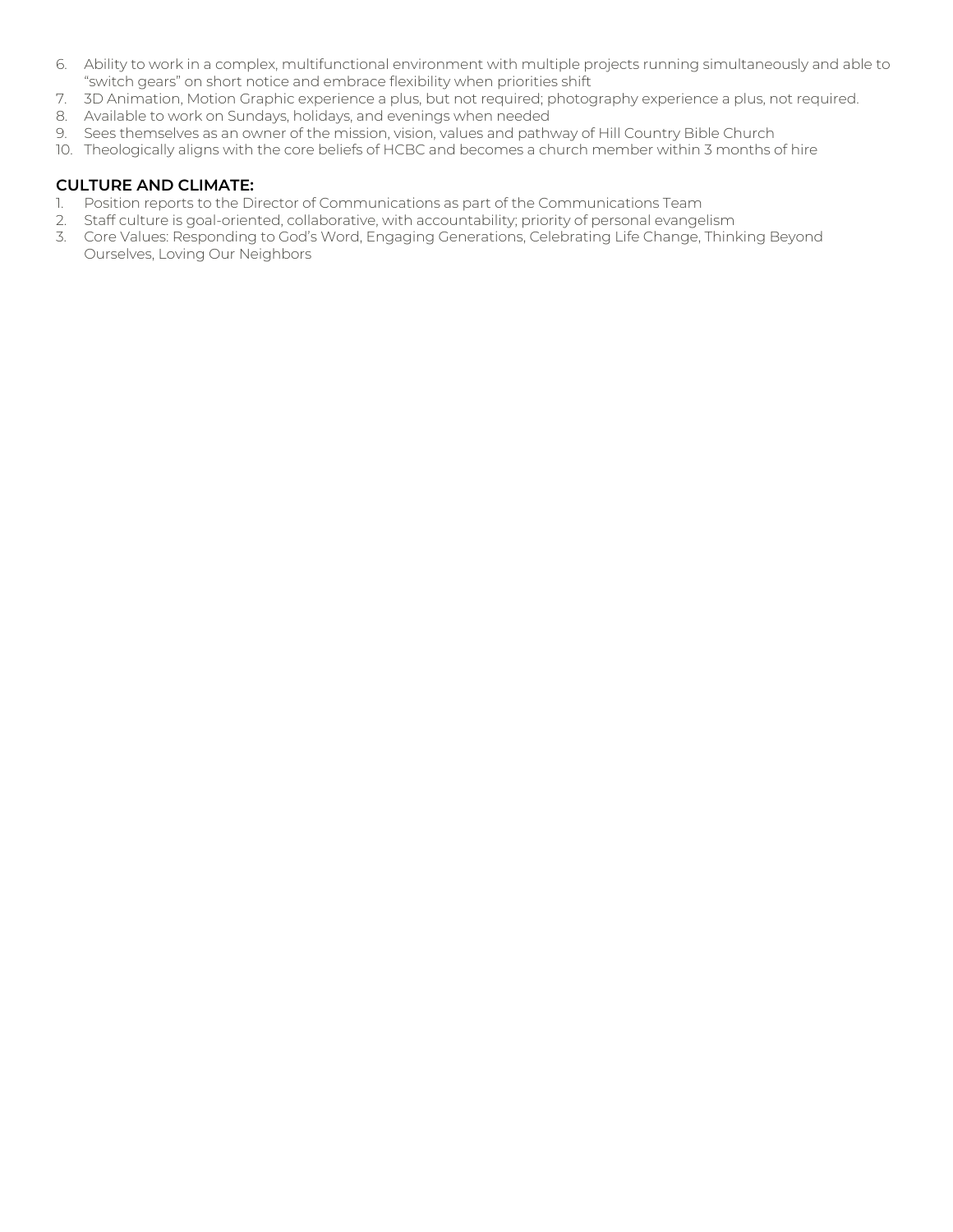6. Ability to work in a complex, multifunctional environment with multiple projects running simultaneously and able to "switch gears" on short notice and embrace flexibility when priorities shift
7. 3D Animation, Motion Graphic experience a plus, but not required; photography experience a plus, not required.
8. Available to work on Sundays, holidays, and evenings when needed
9. Sees themselves as an owner of the mission, vision, values and pathway of Hill Country Bible Church
10. Theologically aligns with the core beliefs of HCBC and becomes a church member within 3 months of hire

## CULTURE AND CLIMATE:

1. Position reports to the Director of Communications as part of the Communications Team
2. Staff culture is goal-oriented, collaborative, with accountability; priority of personal evangelism
3. Core Values: Responding to God's Word, Engaging Generations, Celebrating Life Change, Thinking Beyond Ourselves, Loving Our Neighbors